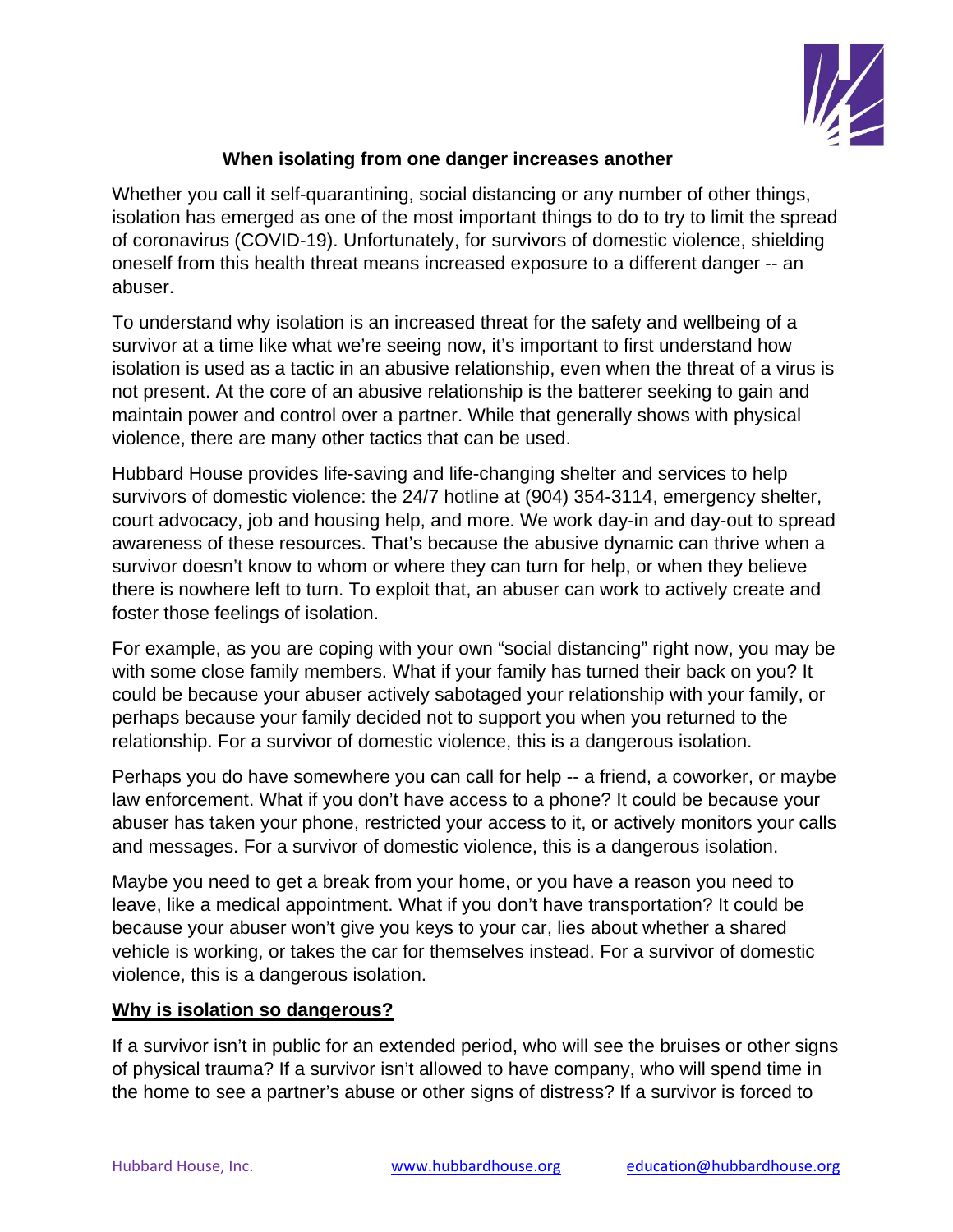## When isolating from one danger increases another

Whether you call it self-quarantining, social distancing or any number of other things, isolation has emerged as one of the most important things to do to try to limit the spread of coronavirus (COVID-19). Unfortunately, for survivors of domestic violence, shielding oneself from this health threat means increased exposure to a different danger -- an abuser.

To understand why isolation is an increased threat for the safety and wellbeing of a survivor at a time like what we're seeing now, it's important to first understand how isolation is used as a tactic in an abusive relationship, even when the threat of a virus is not present. At the core of an abusive relationship is the batterer seeking to gain and maintain power and control over a partner. While that generally shows with physical violence, there are many other tactics that can be used.

Hubbard House provides life-saving and life-changing shelter and services to help survivors of domestic violence: the 24/7 hotline at (904) 354-3114, emergency shelter, court advocacy, job and housing help, and more. We work day-in and day-out to spread awareness of these resources. That's because the abusive dynamic can thrive when a survivor doesn't know to whom or where they can turn for help, or when they believe there is nowhere left to turn. To exploit that, an abuser can work to actively create and foster those feelings of isolation.

For example, as you are coping with your own "social distancing" right now, you may be with some close family members. What if your family has turned their back on you? It could be because your abuser actively sabotaged your relationship with your family, or perhaps because your family decided not to support you when you returned to the relationship. For a survivor of domestic violence, this is a dangerous isolation.

Perhaps you do have somewhere you can call for help -- a friend, a coworker, or maybe law enforcement. What if you don't have access to a phone? It could be because your abuser has taken your phone, restricted your access to it, or actively monitors your calls and messages. For a survivor of domestic violence, this is a dangerous isolation.

Maybe you need to get a break from your home, or you have a reason you need to leave, like a medical appointment. What if you don't have transportation? It could be because your abuser won't give you keys to your car, lies about whether a shared vehicle is working, or takes the car for themselves instead. For a survivor of domestic violence, this is a dangerous isolation.

### <u>Why is isolation so dangerous?</u>

If a survivor isn't in public for an extended period, who will see the bruises or other signs of physical trauma? If a survivor isn't allowed to have company, who will spend time in the home to see a partner's abuse or other signs of distress? If a survivor is forced to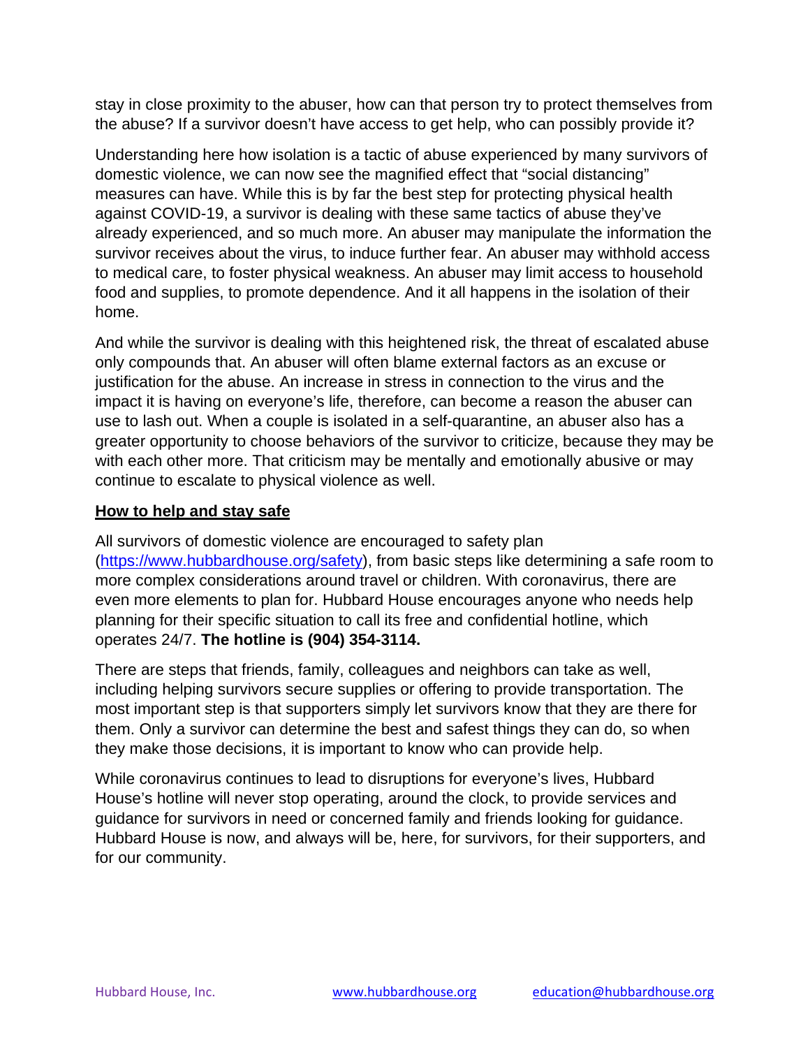stay in close proximity to the abuser, how can that person try to protect themselves from the abuser? If a survivor doesn't have access to get help, who can possibly provide it?

Understanding here how isolation is a tactic of abuse experienced by many survivors of domestic violence, we can now see the magnified effect that "social distancing" measures can have. While this is by far the best step for protecting physical health against COVID-19, a survivor is dealing with these same tactics of abuse they've already experienced, and so much more. An abuser may manipulate the information the survivor receives about the virus, to induce further fear. An abuser may withhold access to medical care, to foster physical weakness. An abuser may limit access to household food and supplies, to promote dependence. And it all happens in the isolation of their home.

And while the survivor is dealing with this heightened risk, the threat of escalated abuse only compounds that. An abuser will often blame external factors as an excuse or justification for the abuse. An increase in stress in connection to the virus and the impact it is having on everyone's life, therefore, can become a reason the abuser can use to lash out. When a couple is isolated in a self-quarantine, an abuser also has a greater opportunity to choose behaviors of the survivor to criticize, because they may be with each other more. That criticism may be mentally and emotionally abusive or may continue to escalate to physical violence as well.

## How to help and stay safe

All survivors of domestic violence are encouraged to safety plan (https://www.hubbardhouse.org/safety), from basic steps like determining a safe room to more complex considerations around travel or children. With coronavirus, there are even more elements to plan for. Hubbard House encourages anyone who needs help planning for their specific situation to call its free and confidential hotline, which operates 24/7. **The hotline is (904) 354-3114.**

There are steps that friends, family, colleagues and neighbors can take as well, including helping survivors secure supplies or offering to provide transportation. The most important step is that supporters simply let survivors know that they are there for them. Only a survivor can determine the best and safest things they can do, so when they make those decisions, it is important to know who can provide help.

While coronavirus continues to lead to disruptions for everyone's lives, Hubbard House's hotline will never stop operating, around the clock, to provide services and guidance for survivors in need or concerned family and friends looking for guidance. Hubbard House is now, and always will be, here, for survivors, for their supporters, and for our community.